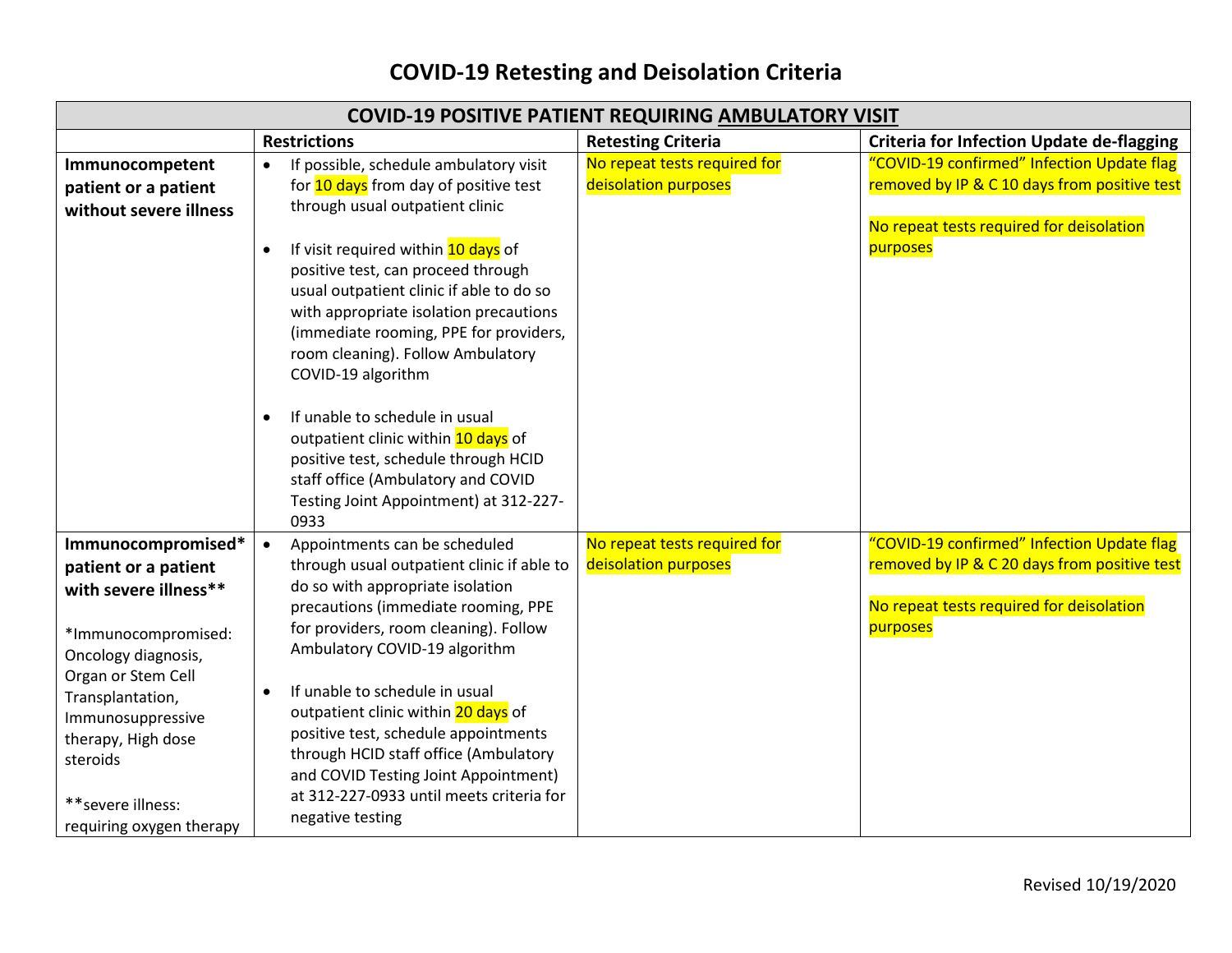# COVID-19 Retesting and Deisolation Criteria

| COVID-19 POSITIVE PATIENT REQUIRING AMBULATORY VISIT | | | |
|---|---|---|---|
| | **Restrictions** | **Retesting Criteria** | **Criteria for Infection Update de-flagging** |
| **Immunocompetent patient or a patient without severe illness** | • If possible, schedule ambulatory visit for 10 days from day of positive test through usual outpatient clinic<br><br>• If visit required within 10 days of positive test, can proceed through usual outpatient clinic if able to do so with appropriate isolation precautions (immediate rooming, PPE for providers, room cleaning). Follow Ambulatory COVID-19 algorithm<br><br>• If unable to schedule in usual outpatient clinic within 10 days of positive test, schedule through HCID staff office (Ambulatory and COVID Testing Joint Appointment) at 312-227-0933 | No repeat tests required for deisolation purposes | "COVID-19 confirmed" Infection Update flag removed by IP & C 10 days from positive test<br><br>No repeat tests required for deisolation purposes |
| **Immunocompromised* patient or a patient with severe illness****<br><br>*Immunocompromised: Oncology diagnosis, Organ or Stem Cell Transplantation, Immunosuppressive therapy, High dose steroids<br><br>**severe illness: requiring oxygen therapy | • Appointments can be scheduled through usual outpatient clinic if able to do so with appropriate isolation precautions (immediate rooming, PPE for providers, room cleaning). Follow Ambulatory COVID-19 algorithm<br><br>• If unable to schedule in usual outpatient clinic within 20 days of positive test, schedule appointments through HCID staff office (Ambulatory and COVID Testing Joint Appointment) at 312-227-0933 until meets criteria for negative testing | No repeat tests required for deisolation purposes | "COVID-19 confirmed" Infection Update flag removed by IP & C 20 days from positive test<br><br>No repeat tests required for deisolation purposes |

Revised 10/19/2020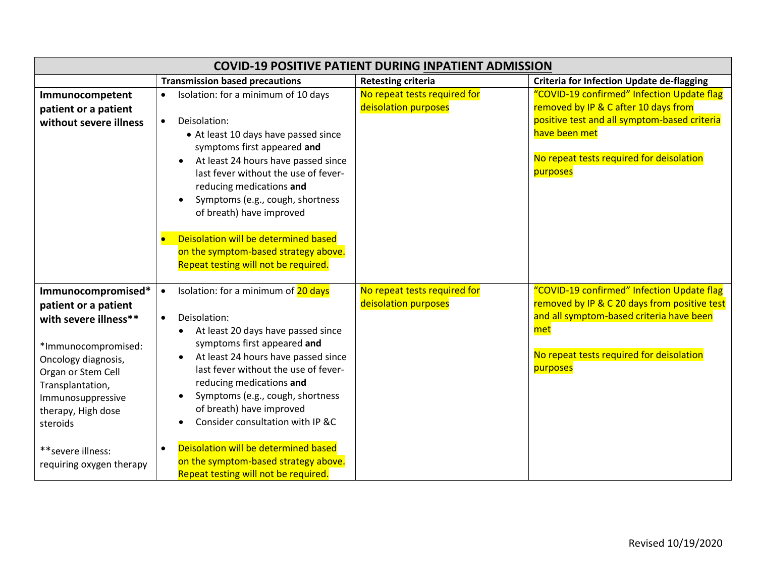| COVID-19 POSITIVE PATIENT DURING INPATIENT ADMISSION | | | |
|---|---|---|---|
| | **Transmission based precautions** | **Retesting criteria** | **Criteria for Infection Update de-flagging** |
| **Immunocompetent patient or a patient without severe illness** | • Isolation: for a minimum of 10 days<br><br>• Deisolation:<br>  • At least 10 days have passed since symptoms first appeared **and**<br>  • At least 24 hours have passed since last fever without the use of fever-reducing medications **and**<br>  • Symptoms (e.g., cough, shortness of breath) have improved<br><br>• Deisolation will be determined based on the symptom-based strategy above. Repeat testing will not be required. | No repeat tests required for deisolation purposes | "COVID-19 confirmed" Infection Update flag removed by IP & C after 10 days from positive test and all symptom-based criteria have been met<br><br>No repeat tests required for deisolation purposes |
| **Immunocompromised* patient or a patient with severe illness****<br><br>*Immunocompromised: Oncology diagnosis, Organ or Stem Cell Transplantation, Immunosuppressive therapy, High dose steroids<br><br>**severe illness: requiring oxygen therapy | • Isolation: for a minimum of 20 days<br><br>• Deisolation:<br>  • At least 20 days have passed since symptoms first appeared **and**<br>  • At least 24 hours have passed since last fever without the use of fever-reducing medications **and**<br>  • Symptoms (e.g., cough, shortness of breath) have improved<br>  • Consider consultation with IP &C<br><br>• Deisolation will be determined based on the symptom-based strategy above. Repeat testing will not be required. | No repeat tests required for deisolation purposes | "COVID-19 confirmed" Infection Update flag removed by IP & C 20 days from positive test and all symptom-based criteria have been met<br><br>No repeat tests required for deisolation purposes |

Revised 10/19/2020